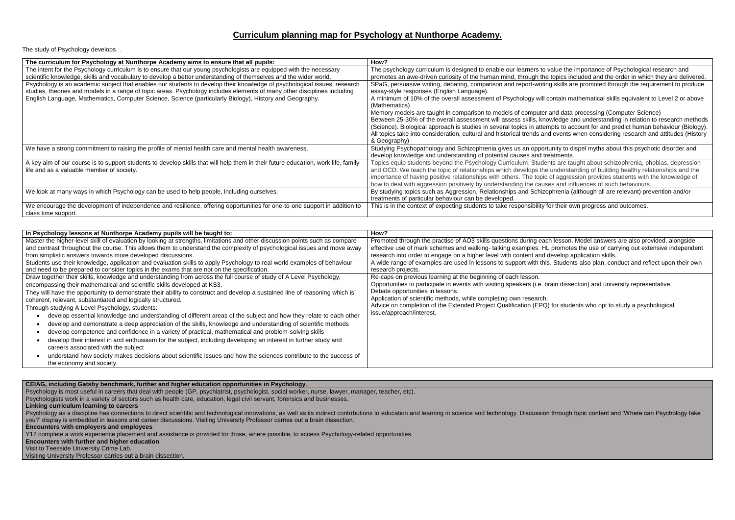# Curriculum planning map for Psychology at Nunthorpe Academy.

The study of Psychology develops…

| The curriculum for Psychology at Nunthorpe Academy aims to ensure that all pupils: | How? |
|---|---|
| The intent for the Psychology curriculum is to ensure that our young psychologists are equipped with the necessary scientific knowledge, skills and vocabulary to develop a better understanding of themselves and the wider world. | The psychology curriculum is designed to enable our learners to value the importance of Psychological research and promotes an awe-driven curiosity of the human mind, through the topics included and the order in which they are delivered. |
| Psychology is an academic subject that enables our students to develop their knowledge of psychological issues, research studies, theories and models in a range of topic areas. Psychology includes elements of many other disciplines including English Language, Mathematics, Computer Science, Science (particularly Biology), History and Geography. | SPaG, persuasive writing, debating, comparison and report-writing skills are promoted through the requirement to produce essay-style responses (English Language).<br>A minimum of 10% of the overall assessment of Psychology will contain mathematical skills equivalent to Level 2 or above (Mathematics).<br>Memory models are taught in comparison to models of computer and data processing (Computer Science)<br>Between 25-30% of the overall assessment will assess skills, knowledge and understanding in relation to research methods (Science). Biological approach is studies in several topics in attempts to account for and predict human behaviour (Biology).<br>All topics take into consideration, cultural and historical trends and events when considering research and attitudes (History & Geography) |
| We have a strong commitment to raising the profile of mental health care and mental health awareness. | Studying Psychopathology and Schizophrenia gives us an opportunity to dispel myths about this psychotic disorder and develop knowledge and understanding of potential causes and treatments. |
| A key aim of our course is to support students to develop skills that will help them in their future education, work life, family life and as a valuable member of society. | Topics equip students beyond the Psychology Curriculum. Students are taught about schizophrenia, phobias, depression and OCD. We teach the topic of relationships which develops the understanding of building healthy relationships and the importance of having positive relationships with others. The topic of aggression provides students with the knowledge of how to deal with aggression positively by understanding the causes and influences of such behaviours. |
| We look at many ways in which Psychology can be used to help people, including ourselves. | By studying topics such as Aggression, Relationships and Schizophrenia (although all are relevant) prevention and/or treatments of particular behaviour can be developed. |
| We encourage the development of independence and resilience, offering opportunities for one-to-one support in addition to class time support. | This is in the context of expecting students to take responsibility for their own progress and outcomes. |

| In Psychology lessons at Nunthorpe Academy pupils will be taught to: | How? |
|---|---|
| Master the higher-level skill of evaluation by looking at strengths, limitations and other discussion points such as compare and contrast throughout the course. This allows them to understand the complexity of psychological issues and move away from simplistic answers towards more developed discussions. | Promoted through the practise of AO3 skills questions during each lesson. Model answers are also provided, alongside effective use of mark schemes and walking- talking examples. HL promotes the use of carrying out extensive independent research into order to engage on a higher level with content and develop application skills. |
| Students use their knowledge, application and evaluation skills to apply Psychology to real world examples of behaviour and need to be prepared to consider topics in the exams that are not on the specification. | A wide range of examples are used in lessons to support with this. Students also plan, conduct and reflect upon their own research projects. |
| Draw together their skills, knowledge and understanding from across the full course of study of A Level Psychology, encompassing their mathematical and scientific skills developed at KS3.<br>They will have the opportunity to demonstrate their ability to construct and develop a sustained line of reasoning which is coherent, relevant, substantiated and logically structured.<br>Through studying A Level Psychology, students:<br>• develop essential knowledge and understanding of different areas of the subject and how they relate to each other<br>• develop and demonstrate a deep appreciation of the skills, knowledge and understanding of scientific methods<br>• develop competence and confidence in a variety of practical, mathematical and problem-solving skills<br>• develop their interest in and enthusiasm for the subject, including developing an interest in further study and careers associated with the subject<br>• understand how society makes decisions about scientific issues and how the sciences contribute to the success of the economy and society. | Re-caps on previous learning at the beginning of each lesson.<br>Opportunities to participate in events with visiting speakers (i.e. brain dissection) and university representative.<br>Debate opportunities in lessons.<br>Application of scientific methods, while completing own research.<br>Advice on completion of the Extended Project Qualification (EPQ) for students who opt to study a psychological issue/approach/interest. |

**CEIAG, including Gatsby benchmark, further and higher education opportunities in Psychology.**

Psychology is most useful in careers that deal with people (GP, psychiatrist, psychologist, social worker, nurse, lawyer, manager, teacher, etc).

Psychologists work in a variety of sectors such as health care, education, legal civil servant, forensics and businesses.

**Linking curriculum learning to careers**

Psychology as a discipline has connections to direct scientific and technological innovations, as well as its indirect contributions to education and learning in science and technology. Discussion through topic content and 'Where can Psychology take you?' display is embedded in lessons and career discussions. Visiting University Professor carries out a brain dissection.

**Encounters with employers and employees**

Y12 complete a work experience placement and assistance is provided for those, where possible, to access Psychology-related opportunities.

**Encounters with further and higher education**

Visit to Teesside University Crime Lab.

Visiting University Professor carries out a brain dissection.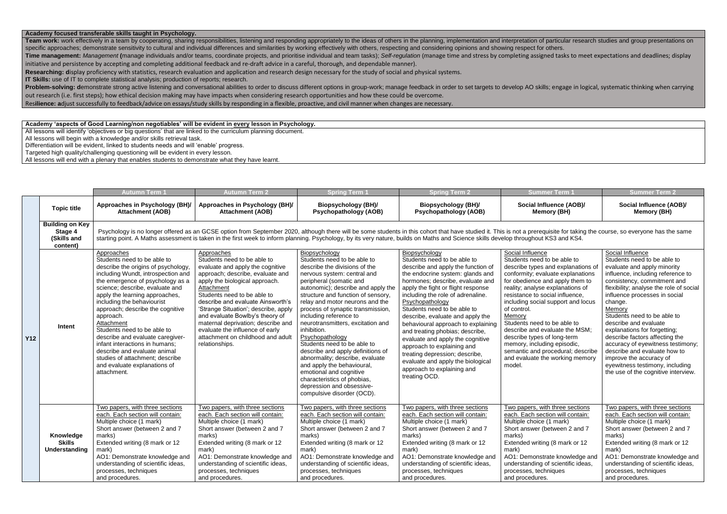**Academy focused transferable skills taught in Psychology.**

**Team work:** work effectively in a team by cooperating, sharing responsibilities, listening and responding appropriately to the ideas of others in the planning, implementation and interpretation of particular research studies and group presentations on specific approaches; demonstrate sensitivity to cultural and individual differences and similarities by working effectively with others, respecting and considering opinions and showing respect for others.

**Time management:** *Management* **(**manage individuals and/or teams, coordinate projects, and prioritise individual and team tasks); *Self-regulation* (manage time and stress by completing assigned tasks to meet expectations and deadlines; display initiative and persistence by accepting and completing additional feedback and re-draft advice in a careful, thorough, and dependable manner).

**Researching: d**isplay proficiency with statistics, research evaluation and application and research design necessary for the study of social and physical systems.

**IT Skills:** use of IT to complete statistical analysis; production of reports; research.

**Problem-solving: d**emonstrate strong active listening and conversational abilities to order to discuss different options in group-work; manage feedback in order to set targets to develop AO skills; engage in logical, systematic thinking when carrying out research (i.e. first steps); how ethical decision making may have impacts when considering research opportunities and how these could be overcome.

Res**ilience: a**djust successfully to feedback/advice on essays/study skills by responding in a flexible, proactive, and civil manner when changes are necessary.

**Academy 'aspects of Good Learning/non negotiables' will be evident in every lesson in Psychology.**

All lessons will identify 'objectives or big questions' that are linked to the curriculum planning document.
All lessons will begin with a knowledge and/or skills retrieval task.
Differentiation will be evident, linked to students needs and will 'enable' progress.
Targeted high quality/challenging questioning will be evident in every lesson.
All lessons will end with a plenary that enables students to demonstrate what they have learnt.

| | | Autumn Term 1 | Autumn Term 2 | Spring Term 1 | Spring Term 2 | Summer Term 1 | Summer Term 2 |
|---|---|---|---|---|---|---|---|
| **Y12** | **Topic title** | **Approaches in Psychology (BH)/ Attachment (AOB)** | **Approaches in Psychology (BH)/ Attachment (AOB)** | **Biopsychology (BH)/ Psychopathology (AOB)** | **Biopsychology (BH)/ Psychopathology (AOB)** | **Social Influence (AOB)/ Memory (BH)** | **Social Influence (AOB)/ Memory (BH)** |
| | **Building on Key Stage 4 (Skills and content)** | Psychology is no longer offered as an GCSE option from September 2020, although there will be some students in this cohort that have studied it. This is not a prerequisite for taking the course, so everyone has the same starting point. A Maths assessment is taken in the first week to inform planning. Psychology, by its very nature, builds on Maths and Science skills develop throughout KS3 and KS4. | | | | | |
| | **Intent** | Approaches<br>Students need to be able to describe the origins of psychology, including Wundt, introspection and the emergence of psychology as a science; describe, evaluate and apply the learning approaches, including the behaviourist approach; describe the cognitive approach.<br>Attachment<br>Students need to be able to describe and evaluate caregiver-infant interactions in humans; describe and evaluate animal studies of attachment; describe and evaluate explanations of attachment. | Approaches<br>Students need to be able to evaluate and apply the cognitive approach; describe, evaluate and apply the biological approach.<br>Attachment<br>Students need to be able to describe and evaluate Ainsworth's 'Strange Situation'; describe, apply and evaluate Bowlby's theory of maternal deprivation; describe and evaluate the influence of early attachment on childhood and adult relationships. | Biopsychology<br>Students need to be able to describe the divisions of the nervous system: central and peripheral (somatic and autonomic); describe and apply the structure and function of sensory, relay and motor neurons and the process of synaptic transmission, including reference to neurotransmitters, excitation and inhibition.<br>Psychopathology<br>Students need to be able to describe and apply definitions of abnormality; describe, evaluate and apply the behavioural, emotional and cognitive characteristics of phobias, depression and obsessive-compulsive disorder (OCD). | Biopsychology<br>Students need to be able to describe and apply the function of the endocrine system: glands and hormones; describe, evaluate and apply the fight or flight response including the role of adrenaline.<br>Psychopathology<br>Students need to be able to describe, evaluate and apply the behavioural approach to explaining and treating phobias; describe, evaluate and apply the cognitive approach to explaining and treating depression; describe, evaluate and apply the biological approach to explaining and treating OCD. | Social Influence<br>Students need to be able to describe types and explanations of conformity; evaluate explanations for obedience and apply them to reality; analyse explanations of resistance to social influence, including social support and locus of control.<br>Memory<br>Students need to be able to describe and evaluate the MSM; describe types of long-term memory, including episodic, semantic and procedural; describe and evaluate the working memory model. | Social Influence<br>Students need to be able to evaluate and apply minority influence, including reference to consistency, commitment and flexibility; analyse the role of social influence processes in social change.<br>Memory<br>Students need to be able to describe and evaluate explanations for forgetting; describe factors affecting the accuracy of eyewitness testimony; describe and evaluate how to improve the accuracy of eyewitness testimony, including the use of the cognitive interview. |
| | **Knowledge Skills Understanding** | Two papers, with three sections each. Each section will contain:<br>Multiple choice (1 mark)<br>Short answer (between 2 and 7 marks)<br>Extended writing (8 mark or 12 mark)<br>AO1: Demonstrate knowledge and understanding of scientific ideas, processes, techniques and procedures. | Two papers, with three sections each. Each section will contain:<br>Multiple choice (1 mark)<br>Short answer (between 2 and 7 marks)<br>Extended writing (8 mark or 12 mark)<br>AO1: Demonstrate knowledge and understanding of scientific ideas, processes, techniques and procedures. | Two papers, with three sections each. Each section will contain:<br>Multiple choice (1 mark)<br>Short answer (between 2 and 7 marks)<br>Extended writing (8 mark or 12 mark)<br>AO1: Demonstrate knowledge and understanding of scientific ideas, processes, techniques and procedures. | Two papers, with three sections each. Each section will contain:<br>Multiple choice (1 mark)<br>Short answer (between 2 and 7 marks)<br>Extended writing (8 mark or 12 mark)<br>AO1: Demonstrate knowledge and understanding of scientific ideas, processes, techniques and procedures. | Two papers, with three sections each. Each section will contain:<br>Multiple choice (1 mark)<br>Short answer (between 2 and 7 marks)<br>Extended writing (8 mark or 12 mark)<br>AO1: Demonstrate knowledge and understanding of scientific ideas, processes, techniques and procedures. | Two papers, with three sections each. Each section will contain:<br>Multiple choice (1 mark)<br>Short answer (between 2 and 7 marks)<br>Extended writing (8 mark or 12 mark)<br>AO1: Demonstrate knowledge and understanding of scientific ideas, processes, techniques and procedures. |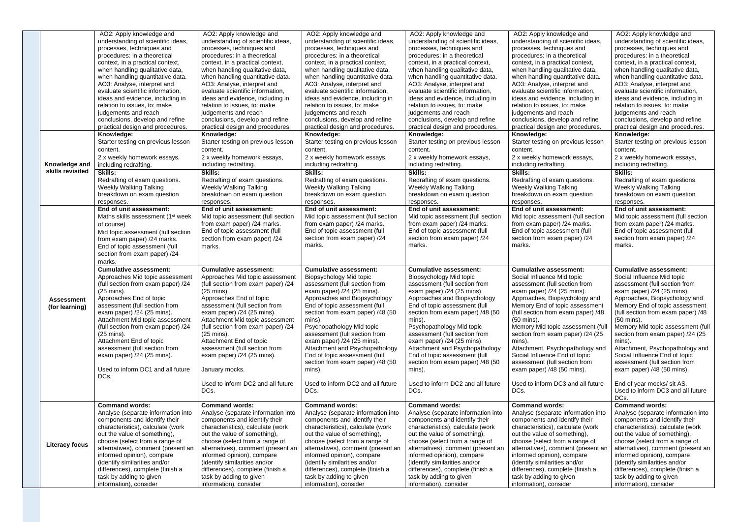| | | | | | | |
|---|---|---|---|---|---|---|
| | AO2: Apply knowledge and understanding of scientific ideas, processes, techniques and procedures: in a theoretical context, in a practical context, when handling qualitative data, when handling quantitative data.<br>AO3: Analyse, interpret and evaluate scientific information, ideas and evidence, including in relation to issues, to: make judgements and reach conclusions, develop and refine practical design and procedures. | AO2: Apply knowledge and understanding of scientific ideas, processes, techniques and procedures: in a theoretical context, in a practical context, when handling qualitative data, when handling quantitative data.<br>AO3: Analyse, interpret and evaluate scientific information, ideas and evidence, including in relation to issues, to: make judgements and reach conclusions, develop and refine practical design and procedures. | AO2: Apply knowledge and understanding of scientific ideas, processes, techniques and procedures: in a theoretical context, in a practical context, when handling qualitative data, when handling quantitative data.<br>AO3: Analyse, interpret and evaluate scientific information, ideas and evidence, including in relation to issues, to: make judgements and reach conclusions, develop and refine practical design and procedures. | AO2: Apply knowledge and understanding of scientific ideas, processes, techniques and procedures: in a theoretical context, in a practical context, when handling qualitative data, when handling quantitative data.<br>AO3: Analyse, interpret and evaluate scientific information, ideas and evidence, including in relation to issues, to: make judgements and reach conclusions, develop and refine practical design and procedures. | AO2: Apply knowledge and understanding of scientific ideas, processes, techniques and procedures: in a theoretical context, in a practical context, when handling qualitative data, when handling quantitative data.<br>AO3: Analyse, interpret and evaluate scientific information, ideas and evidence, including in relation to issues, to: make judgements and reach conclusions, develop and refine practical design and procedures. | AO2: Apply knowledge and understanding of scientific ideas, processes, techniques and procedures: in a theoretical context, in a practical context, when handling qualitative data, when handling quantitative data.<br>AO3: Analyse, interpret and evaluate scientific information, ideas and evidence, including in relation to issues, to: make judgements and reach conclusions, develop and refine practical design and procedures. |
| **Knowledge and skills revisited** | **Knowledge:**<br>Starter testing on previous lesson content.<br>2 x weekly homework essays, including redrafting.<br>**Skills:**<br>Redrafting of exam questions.<br>Weekly Walking Talking breakdown on exam question responses. | **Knowledge:**<br>Starter testing on previous lesson content.<br>2 x weekly homework essays, including redrafting.<br>**Skills:**<br>Redrafting of exam questions.<br>Weekly Walking Talking breakdown on exam question responses. | **Knowledge:**<br>Starter testing on previous lesson content.<br>2 x weekly homework essays, including redrafting.<br>**Skills:**<br>Redrafting of exam questions.<br>Weekly Walking Talking breakdown on exam question responses. | **Knowledge:**<br>Starter testing on previous lesson content.<br>2 x weekly homework essays, including redrafting.<br>**Skills:**<br>Redrafting of exam questions.<br>Weekly Walking Talking breakdown on exam question responses. | **Knowledge:**<br>Starter testing on previous lesson content.<br>2 x weekly homework essays, including redrafting.<br>**Skills:**<br>Redrafting of exam questions.<br>Weekly Walking Talking breakdown on exam question responses. | **Knowledge:**<br>Starter testing on previous lesson content.<br>2 x weekly homework essays, including redrafting.<br>**Skills:**<br>Redrafting of exam questions.<br>Weekly Walking Talking breakdown on exam question responses. |
| **Assessment (for learning)** | **End of unit assessment:**<br>Maths skills assessment (1st week of course)<br>Mid topic assessment (full section from exam paper) /24 marks.<br>End of topic assessment (full section from exam paper) /24 marks.<br>**Cumulative assessment:**<br>Approaches Mid topic assessment (full section from exam paper) /24 (25 mins).<br>Approaches End of topic assessment (full section from exam paper) /24 (25 mins).<br>Attachment Mid topic assessment (full section from exam paper) /24 (25 mins).<br>Attachment End of topic assessment (full section from exam paper) /24 (25 mins).<br><br>Used to inform DC1 and all future DCs. | **End of unit assessment:**<br>Mid topic assessment (full section from exam paper) /24 marks.<br>End of topic assessment (full section from exam paper) /24 marks.<br>**Cumulative assessment:**<br>Approaches Mid topic assessment (full section from exam paper) /24 (25 mins).<br>Approaches End of topic assessment (full section from exam paper) /24 (25 mins).<br>Attachment Mid topic assessment (full section from exam paper) /24 (25 mins).<br>Attachment End of topic assessment (full section from exam paper) /24 (25 mins).<br><br>January mocks.<br><br>Used to inform DC2 and all future DCs. | **End of unit assessment:**<br>Mid topic assessment (full section from exam paper) /24 marks.<br>End of topic assessment (full section from exam paper) /24 marks.<br>**Cumulative assessment:**<br>Biopsychology Mid topic assessment (full section from exam paper) /24 (25 mins).<br>Approaches and Biopsychology End of topic assessment (full section from exam paper) /48 (50 mins).<br>Psychopathology Mid topic assessment (full section from exam paper) /24 (25 mins).<br>Attachment and Psychopathology End of topic assessment (full section from exam paper) /48 (50 mins).<br><br>Used to inform DC2 and all future DCs. | **End of unit assessment:**<br>Mid topic assessment (full section from exam paper) /24 marks.<br>End of topic assessment (full section from exam paper) /24 marks.<br>**Cumulative assessment:**<br>Biopsychology Mid topic assessment (full section from exam paper) /24 (25 mins).<br>Approaches and Biopsychology End of topic assessment (full section from exam paper) /48 (50 mins).<br>Psychopathology Mid topic assessment (full section from exam paper) /24 (25 mins).<br>Attachment and Psychopathology End of topic assessment (full section from exam paper) /48 (50 mins).<br><br>Used to inform DC2 and all future DCs. | **End of unit assessment:**<br>Mid topic assessment (full section from exam paper) /24 marks.<br>End of topic assessment (full section from exam paper) /24 marks.<br>**Cumulative assessment:**<br>Social Influence Mid topic assessment (full section from exam paper) /24 (25 mins).<br>Approaches, Biopsychology and Memory End of topic assessment (full section from exam paper) /48 (50 mins).<br>Memory Mid topic assessment (full section from exam paper) /24 (25 mins).<br>Attachment, Psychopathology and Social Influence End of topic assessment (full section from exam paper) /48 (50 mins).<br><br>Used to inform DC3 and all future DCs. | **End of unit assessment:**<br>Mid topic assessment (full section from exam paper) /24 marks.<br>End of topic assessment (full section from exam paper) /24 marks.<br>**Cumulative assessment:**<br>Social Influence Mid topic assessment (full section from exam paper) /24 (25 mins).<br>Approaches, Biopsychology and Memory End of topic assessment (full section from exam paper) /48 (50 mins).<br>Memory Mid topic assessment (full section from exam paper) /24 (25 mins).<br>Attachment, Psychopathology and Social Influence End of topic assessment (full section from exam paper) /48 (50 mins).<br><br>End of year mocks/ sit AS.<br>Used to inform DC3 and all future DCs. |
| **Literacy focus** | **Command words:**<br>Analyse (separate information into components and identify their characteristics), calculate (work out the value of something), choose (select from a range of alternatives), comment (present an informed opinion), compare (identify similarities and/or differences), complete (finish a task by adding to given information), consider | **Command words:**<br>Analyse (separate information into components and identify their characteristics), calculate (work out the value of something), choose (select from a range of alternatives), comment (present an informed opinion), compare (identify similarities and/or differences), complete (finish a task by adding to given information), consider | **Command words:**<br>Analyse (separate information into components and identify their characteristics), calculate (work out the value of something), choose (select from a range of alternatives), comment (present an informed opinion), compare (identify similarities and/or differences), complete (finish a task by adding to given information), consider | **Command words:**<br>Analyse (separate information into components and identify their characteristics), calculate (work out the value of something), choose (select from a range of alternatives), comment (present an informed opinion), compare (identify similarities and/or differences), complete (finish a task by adding to given information), consider | **Command words:**<br>Analyse (separate information into components and identify their characteristics), calculate (work out the value of something), choose (select from a range of alternatives), comment (present an informed opinion), compare (identify similarities and/or differences), complete (finish a task by adding to given information), consider | **Command words:**<br>Analyse (separate information into components and identify their characteristics), calculate (work out the value of something), choose (select from a range of alternatives), comment (present an informed opinion), compare (identify similarities and/or differences), complete (finish a task by adding to given information), consider |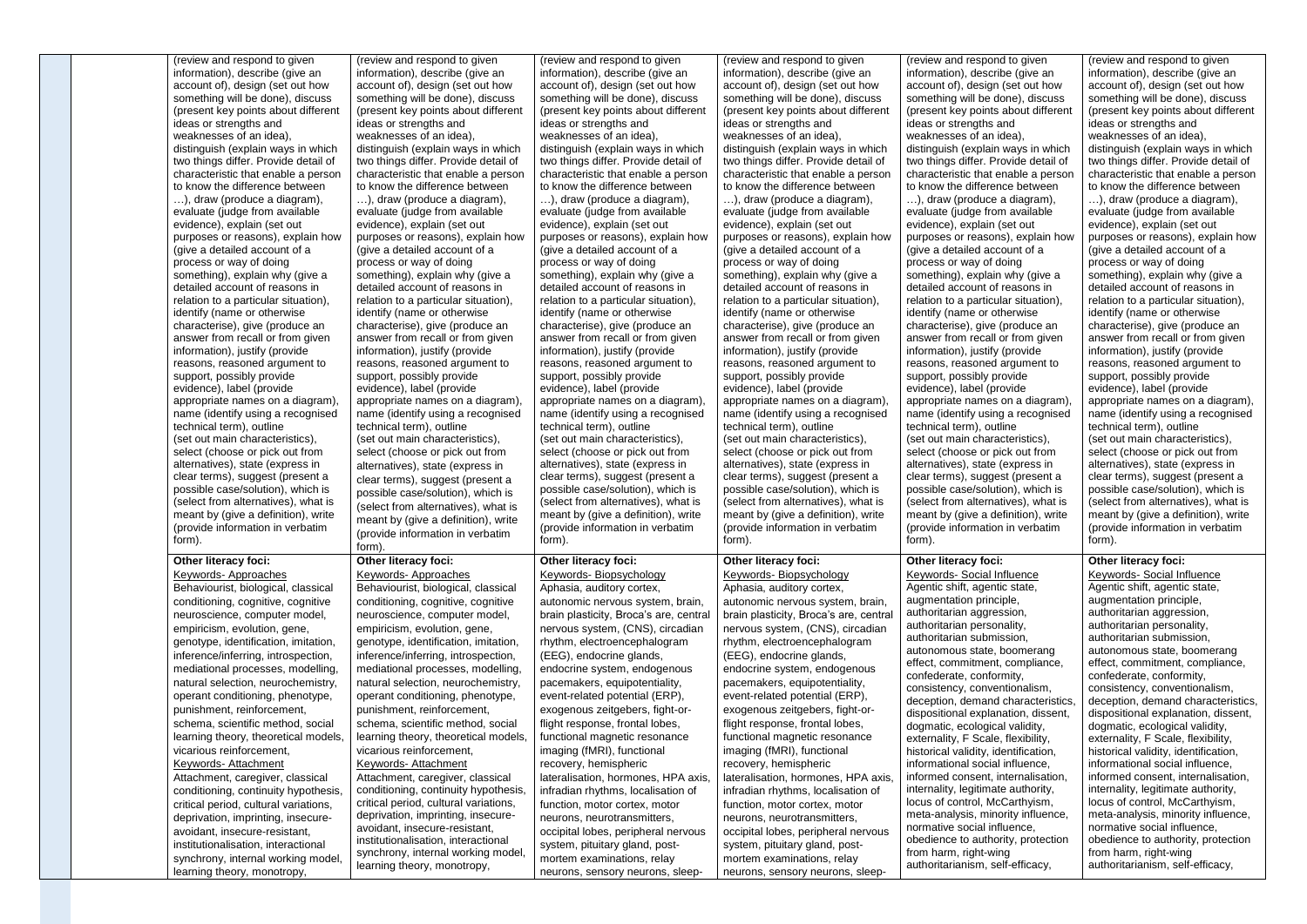| | | | | | | | |
|---|---|---|---|---|---|---|---|
| | | (review and respond to given information), describe (give an account of), design (set out how something will be done), discuss (present key points about different ideas or strengths and weaknesses of an idea), distinguish (explain ways in which two things differ. Provide detail of characteristic that enable a person to know the difference between …), draw (produce a diagram), evaluate (judge from available evidence), explain (set out purposes or reasons), explain how (give a detailed account of a process or way of doing something), explain why (give a detailed account of reasons in relation to a particular situation), identify (name or otherwise characterise), give (produce an answer from recall or from given information), justify (provide reasons, reasoned argument to support, possibly provide evidence), label (provide appropriate names on a diagram), name (identify using a recognised technical term), outline (set out main characteristics), select (choose or pick out from alternatives), state (express in clear terms), suggest (present a possible case/solution), which is (select from alternatives), what is meant by (give a definition), write (provide information in verbatim form). | (review and respond to given information), describe (give an account of), design (set out how something will be done), discuss (present key points about different ideas or strengths and weaknesses of an idea), distinguish (explain ways in which two things differ. Provide detail of characteristic that enable a person to know the difference between …), draw (produce a diagram), evaluate (judge from available evidence), explain (set out purposes or reasons), explain how (give a detailed account of a process or way of doing something), explain why (give a detailed account of reasons in relation to a particular situation), identify (name or otherwise characterise), give (produce an answer from recall or from given information), justify (provide reasons, reasoned argument to support, possibly provide evidence), label (provide appropriate names on a diagram), name (identify using a recognised technical term), outline (set out main characteristics), select (choose or pick out from alternatives), state (express in clear terms), suggest (present a possible case/solution), which is (select from alternatives), what is meant by (give a definition), write (provide information in verbatim form). | (review and respond to given information), describe (give an account of), design (set out how something will be done), discuss (present key points about different ideas or strengths and weaknesses of an idea), distinguish (explain ways in which two things differ. Provide detail of characteristic that enable a person to know the difference between …), draw (produce a diagram), evaluate (judge from available evidence), explain (set out purposes or reasons), explain how (give a detailed account of a process or way of doing something), explain why (give a detailed account of reasons in relation to a particular situation), identify (name or otherwise characterise), give (produce an answer from recall or from given information), justify (provide reasons, reasoned argument to support, possibly provide evidence), label (provide appropriate names on a diagram), name (identify using a recognised technical term), outline (set out main characteristics), select (choose or pick out from alternatives), state (express in clear terms), suggest (present a possible case/solution), which is (select from alternatives), what is meant by (give a definition), write (provide information in verbatim form). | (review and respond to given information), describe (give an account of), design (set out how something will be done), discuss (present key points about different ideas or strengths and weaknesses of an idea), distinguish (explain ways in which two things differ. Provide detail of characteristic that enable a person to know the difference between …), draw (produce a diagram), evaluate (judge from available evidence), explain (set out purposes or reasons), explain how (give a detailed account of a process or way of doing something), explain why (give a detailed account of reasons in relation to a particular situation), identify (name or otherwise characterise), give (produce an answer from recall or from given information), justify (provide reasons, reasoned argument to support, possibly provide evidence), label (provide appropriate names on a diagram), name (identify using a recognised technical term), outline (set out main characteristics), select (choose or pick out from alternatives), state (express in clear terms), suggest (present a possible case/solution), which is (select from alternatives), what is meant by (give a definition), write (provide information in verbatim form). | (review and respond to given information), describe (give an account of), design (set out how something will be done), discuss (present key points about different ideas or strengths and weaknesses of an idea), distinguish (explain ways in which two things differ. Provide detail of characteristic that enable a person to know the difference between …), draw (produce a diagram), evaluate (judge from available evidence), explain (set out purposes or reasons), explain how (give a detailed account of a process or way of doing something), explain why (give a detailed account of reasons in relation to a particular situation), identify (name or otherwise characterise), give (produce an answer from recall or from given information), justify (provide reasons, reasoned argument to support, possibly provide evidence), label (provide appropriate names on a diagram), name (identify using a recognised technical term), outline (set out main characteristics), select (choose or pick out from alternatives), state (express in clear terms), suggest (present a possible case/solution), which is (select from alternatives), what is meant by (give a definition), write (provide information in verbatim form). | (review and respond to given information), describe (give an account of), design (set out how something will be done), discuss (present key points about different ideas or strengths and weaknesses of an idea), distinguish (explain ways in which two things differ. Provide detail of characteristic that enable a person to know the difference between …), draw (produce a diagram), evaluate (judge from available evidence), explain (set out purposes or reasons), explain how (give a detailed account of a process or way of doing something), explain why (give a detailed account of reasons in relation to a particular situation), identify (name or otherwise characterise), give (produce an answer from recall or from given information), justify (provide reasons, reasoned argument to support, possibly provide evidence), label (provide appropriate names on a diagram), name (identify using a recognised technical term), outline (set out main characteristics), select (choose or pick out from alternatives), state (express in clear terms), suggest (present a possible case/solution), which is (select from alternatives), what is meant by (give a definition), write (provide information in verbatim form). |
| | | **Other literacy foci:** Keywords- Approaches Behaviourist, biological, classical conditioning, cognitive, cognitive neuroscience, computer model, empiricism, evolution, gene, genotype, identification, imitation, inference/inferring, introspection, mediational processes, modelling, natural selection, neurochemistry, operant conditioning, phenotype, punishment, reinforcement, schema, scientific method, social learning theory, theoretical models, vicarious reinforcement, Keywords- Attachment Attachment, caregiver, classical conditioning, continuity hypothesis, critical period, cultural variations, deprivation, imprinting, insecure-avoidant, insecure-resistant, institutionalisation, interactional synchrony, internal working model, learning theory, monotropy, | **Other literacy foci:** Keywords- Approaches Behaviourist, biological, classical conditioning, cognitive, cognitive neuroscience, computer model, empiricism, evolution, gene, genotype, identification, imitation, inference/inferring, introspection, mediational processes, modelling, natural selection, neurochemistry, operant conditioning, phenotype, punishment, reinforcement, schema, scientific method, social learning theory, theoretical models, vicarious reinforcement, Keywords- Attachment Attachment, caregiver, classical conditioning, continuity hypothesis, critical period, cultural variations, deprivation, imprinting, insecure-avoidant, insecure-resistant, institutionalisation, interactional synchrony, internal working model, learning theory, monotropy, | **Other literacy foci:** Keywords- Biopsychology Aphasia, auditory cortex, autonomic nervous system, brain, brain plasticity, Broca's are, central nervous system, (CNS), circadian rhythm, electroencephalogram (EEG), endocrine glands, endocrine system, endogenous pacemakers, equipotentiality, event-related potential (ERP), exogenous zeitgebers, fight-or-flight response, frontal lobes, functional magnetic resonance imaging (fMRI), functional recovery, hemispheric lateralisation, hormones, HPA axis, infradian rhythms, localisation of function, motor cortex, motor neurons, neurotransmitters, occipital lobes, peripheral nervous system, pituitary gland, post-mortem examinations, relay neurons, sensory neurons, sleep- | **Other literacy foci:** Keywords- Biopsychology Aphasia, auditory cortex, autonomic nervous system, brain, brain plasticity, Broca's are, central nervous system, (CNS), circadian rhythm, electroencephalogram (EEG), endocrine glands, endocrine system, endogenous pacemakers, equipotentiality, event-related potential (ERP), exogenous zeitgebers, fight-or-flight response, frontal lobes, functional magnetic resonance imaging (fMRI), functional recovery, hemispheric lateralisation, hormones, HPA axis, infradian rhythms, localisation of function, motor cortex, motor neurons, neurotransmitters, occipital lobes, peripheral nervous system, pituitary gland, post-mortem examinations, relay neurons, sensory neurons, sleep- | **Other literacy foci:** Keywords- Social Influence Agentic shift, agentic state, augmentation principle, authoritarian aggression, authoritarian personality, authoritarian submission, autonomous state, boomerang effect, commitment, compliance, confederate, conformity, consistency, conventionalism, deception, demand characteristics, dispositional explanation, dissent, dogmatic, ecological validity, externality, F Scale, flexibility, historical validity, identification, informational social influence, informed consent, internalisation, internality, legitimate authority, locus of control, McCarthyism, meta-analysis, minority influence, normative social influence, obedience to authority, protection from harm, right-wing authoritarianism, self-efficacy, | **Other literacy foci:** Keywords- Social Influence Agentic shift, agentic state, augmentation principle, authoritarian aggression, authoritarian personality, authoritarian submission, autonomous state, boomerang effect, commitment, compliance, confederate, conformity, consistency, conventionalism, deception, demand characteristics, dispositional explanation, dissent, dogmatic, ecological validity, externality, F Scale, flexibility, historical validity, identification, informational social influence, informed consent, internalisation, internality, legitimate authority, locus of control, McCarthyism, meta-analysis, minority influence, normative social influence, obedience to authority, protection from harm, right-wing authoritarianism, self-efficacy, |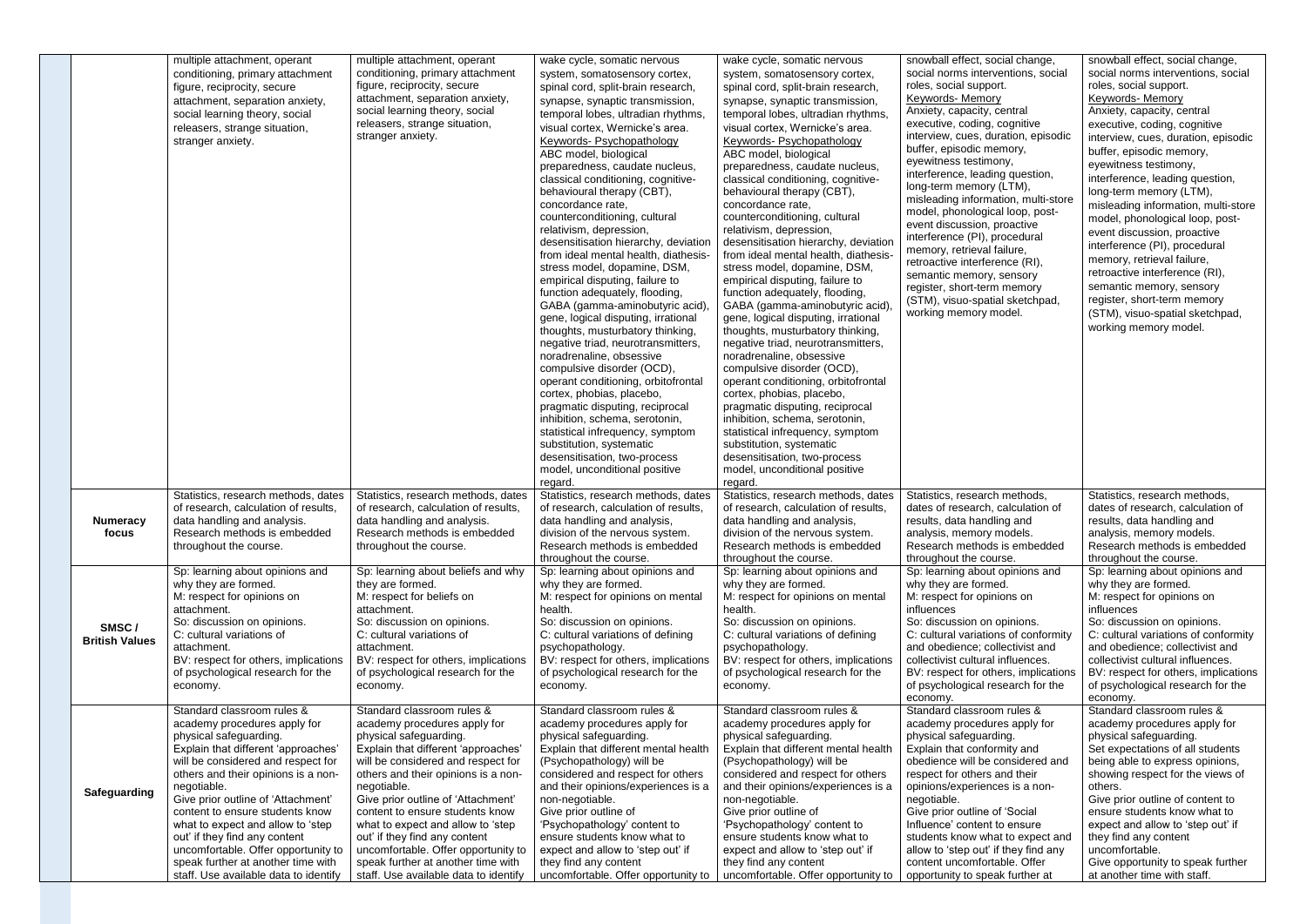| | | | | | | |
|---|---|---|---|---|---|---|
| | multiple attachment, operant conditioning, primary attachment figure, reciprocity, secure attachment, separation anxiety, social learning theory, social releasers, strange situation, stranger anxiety. | multiple attachment, operant conditioning, primary attachment figure, reciprocity, secure attachment, separation anxiety, social learning theory, social releasers, strange situation, stranger anxiety. | wake cycle, somatic nervous system, somatosensory cortex, spinal cord, split-brain research, synapse, synaptic transmission, temporal lobes, ultradian rhythms, visual cortex, Wernicke's area. Keywords- Psychopathology ABC model, biological preparedness, caudate nucleus, classical conditioning, cognitive-behavioural therapy (CBT), concordance rate, counterconditioning, cultural relativism, depression, desensitisation hierarchy, deviation from ideal mental health, diathesis-stress model, dopamine, DSM, empirical disputing, failure to function adequately, flooding, GABA (gamma-aminobutyric acid), gene, logical disputing, irrational thoughts, musturbatory thinking, negative triad, neurotransmitters, noradrenaline, obsessive compulsive disorder (OCD), operant conditioning, orbitofrontal cortex, phobias, placebo, pragmatic disputing, reciprocal inhibition, schema, serotonin, statistical infrequency, symptom substitution, systematic desensitisation, two-process model, unconditional positive regard. | wake cycle, somatic nervous system, somatosensory cortex, spinal cord, split-brain research, synapse, synaptic transmission, temporal lobes, ultradian rhythms, visual cortex, Wernicke's area. Keywords- Psychopathology ABC model, biological preparedness, caudate nucleus, classical conditioning, cognitive-behavioural therapy (CBT), concordance rate, counterconditioning, cultural relativism, depression, desensitisation hierarchy, deviation from ideal mental health, diathesis-stress model, dopamine, DSM, empirical disputing, failure to function adequately, flooding, GABA (gamma-aminobutyric acid), gene, logical disputing, irrational thoughts, musturbatory thinking, negative triad, neurotransmitters, noradrenaline, obsessive compulsive disorder (OCD), operant conditioning, orbitofrontal cortex, phobias, placebo, pragmatic disputing, reciprocal inhibition, schema, serotonin, statistical infrequency, symptom substitution, systematic desensitisation, two-process model, unconditional positive regard. | snowball effect, social change, social norms interventions, social roles, social support. Keywords- Memory Anxiety, capacity, central executive, coding, cognitive interview, cues, duration, episodic buffer, episodic memory, eyewitness testimony, interference, leading question, long-term memory (LTM), misleading information, multi-store model, phonological loop, post-event discussion, proactive interference (PI), procedural memory, retrieval failure, retroactive interference (RI), semantic memory, sensory register, short-term memory (STM), visuo-spatial sketchpad, working memory model. | snowball effect, social change, social norms interventions, social roles, social support. Keywords- Memory Anxiety, capacity, central executive, coding, cognitive interview, cues, duration, episodic buffer, episodic memory, eyewitness testimony, interference, leading question, long-term memory (LTM), misleading information, multi-store model, phonological loop, post-event discussion, proactive interference (PI), procedural memory, retrieval failure, retroactive interference (RI), semantic memory, sensory register, short-term memory (STM), visuo-spatial sketchpad, working memory model. |
| **Numeracy focus** | Statistics, research methods, dates of research, calculation of results, data handling and analysis. Research methods is embedded throughout the course. | Statistics, research methods, dates of research, calculation of results, data handling and analysis. Research methods is embedded throughout the course. | Statistics, research methods, dates of research, calculation of results, data handling and analysis, division of the nervous system. Research methods is embedded throughout the course. | Statistics, research methods, dates of research, calculation of results, data handling and analysis, division of the nervous system. Research methods is embedded throughout the course. | Statistics, research methods, dates of research, calculation of results, data handling and analysis, memory models. Research methods is embedded throughout the course. | Statistics, research methods, dates of research, calculation of results, data handling and analysis, memory models. Research methods is embedded throughout the course. |
| **SMSC / British Values** | Sp: learning about opinions and why they are formed. M: respect for opinions on attachment. So: discussion on opinions. C: cultural variations of attachment. BV: respect for others, implications of psychological research for the economy. | Sp: learning about beliefs and why they are formed. M: respect for beliefs on attachment. So: discussion on opinions. C: cultural variations of attachment. BV: respect for others, implications of psychological research for the economy. | Sp: learning about opinions and why they are formed. M: respect for opinions on mental health. So: discussion on opinions. C: cultural variations of defining psychopathology. BV: respect for others, implications of psychological research for the economy. | Sp: learning about opinions and why they are formed. M: respect for opinions on mental health. So: discussion on opinions. C: cultural variations of defining psychopathology. BV: respect for others, implications of psychological research for the economy. | Sp: learning about opinions and why they are formed. M: respect for opinions on influences So: discussion on opinions. C: cultural variations of conformity and obedience; collectivist and collectivist cultural influences. BV: respect for others, implications of psychological research for the economy. | Sp: learning about opinions and why they are formed. M: respect for opinions on influences So: discussion on opinions. C: cultural variations of conformity and obedience; collectivist and collectivist cultural influences. BV: respect for others, implications of psychological research for the economy. |
| **Safeguarding** | Standard classroom rules & academy procedures apply for physical safeguarding. Explain that different 'approaches' will be considered and respect for others and their opinions is a non-negotiable. Give prior outline of 'Attachment' content to ensure students know what to expect and allow to 'step out' if they find any content uncomfortable. Offer opportunity to speak further at another time with staff. Use available data to identify | Standard classroom rules & academy procedures apply for physical safeguarding. Explain that different 'approaches' will be considered and respect for others and their opinions is a non-negotiable. Give prior outline of 'Attachment' content to ensure students know what to expect and allow to 'step out' if they find any content uncomfortable. Offer opportunity to speak further at another time with staff. Use available data to identify | Standard classroom rules & academy procedures apply for physical safeguarding. Explain that different mental health (Psychopathology) will be considered and respect for others and their opinions/experiences is a non-negotiable. Give prior outline of 'Psychopathology' content to ensure students know what to expect and allow to 'step out' if they find any content uncomfortable. Offer opportunity to | Standard classroom rules & academy procedures apply for physical safeguarding. Explain that different mental health (Psychopathology) will be considered and respect for others and their opinions/experiences is a non-negotiable. Give prior outline of 'Psychopathology' content to ensure students know what to expect and allow to 'step out' if they find any content uncomfortable. Offer opportunity to | Standard classroom rules & academy procedures apply for physical safeguarding. Explain that conformity and obedience will be considered and respect for others and their opinions/experiences is a non-negotiable. Give prior outline of 'Social Influence' content to ensure students know what to expect and allow to 'step out' if they find any content uncomfortable. Offer opportunity to speak further at | Standard classroom rules & academy procedures apply for physical safeguarding. Set expectations of all students being able to express opinions, showing respect for the views of others. Give prior outline of content to ensure students know what to expect and allow to 'step out' if they find any content uncomfortable. Give opportunity to speak further at another time with staff. |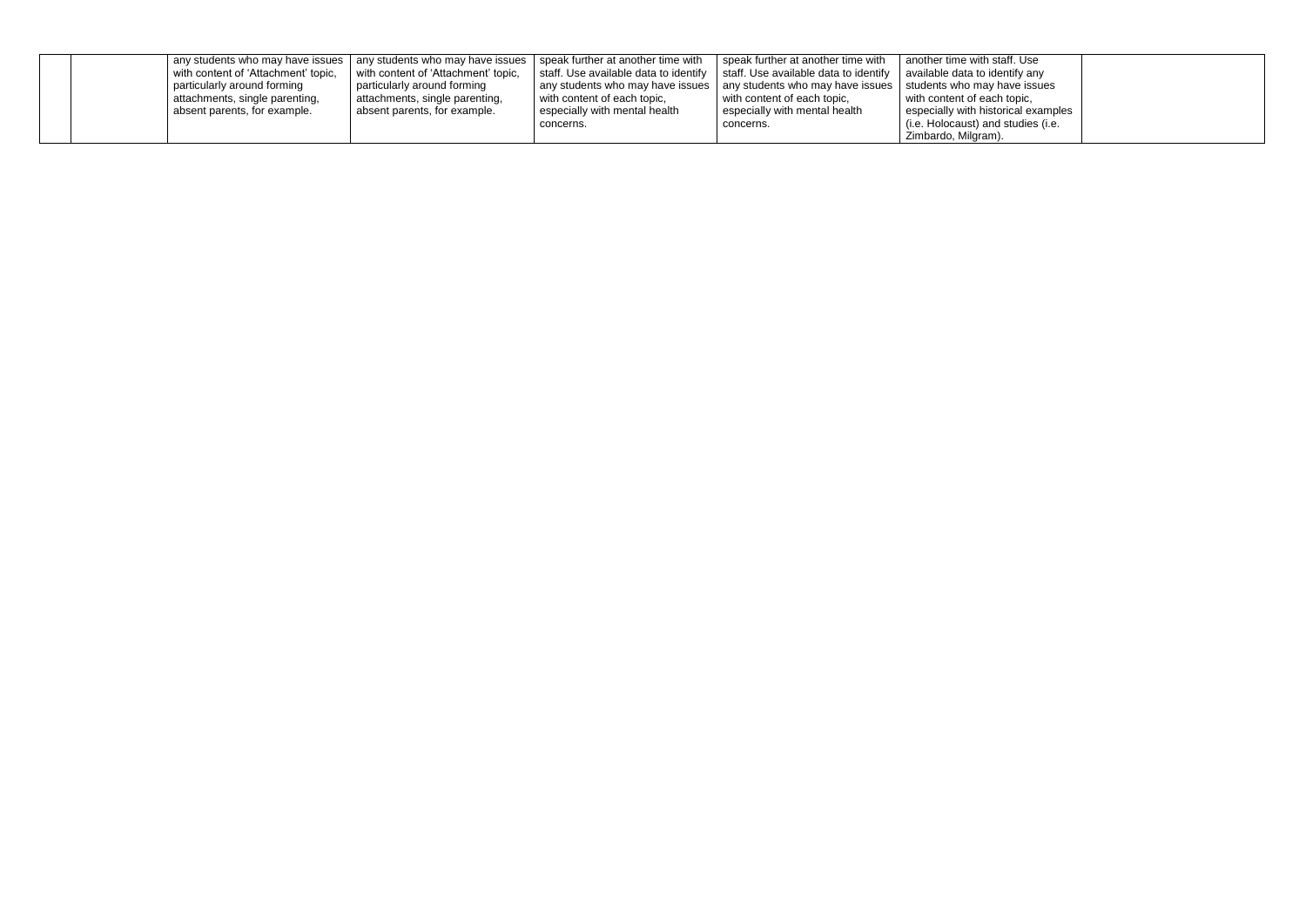| | | | | | | | |
|---|---|---|---|---|---|---|---|
| | | any students who may have issues with content of 'Attachment' topic, particularly around forming attachments, single parenting, absent parents, for example. | any students who may have issues with content of 'Attachment' topic, particularly around forming attachments, single parenting, absent parents, for example. | speak further at another time with staff. Use available data to identify any students who may have issues with content of each topic, especially with mental health concerns. | speak further at another time with staff. Use available data to identify any students who may have issues with content of each topic, especially with mental health concerns. | another time with staff. Use available data to identify any students who may have issues with content of each topic, especially with historical examples (i.e. Holocaust) and studies (i.e. Zimbardo, Milgram). | |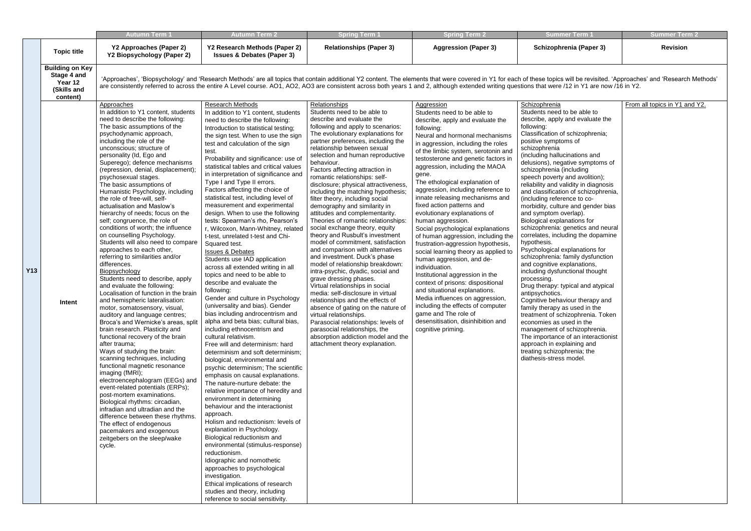| | | Autumn Term 1 | Autumn Term 2 | Spring Term 1 | Spring Term 2 | Summer Term 1 | Summer Term 2 |
|---|---|---|---|---|---|---|---|
| Y13 | **Topic title** | **Y2 Approaches (Paper 2) Y2 Biopsychology (Paper 2)** | **Y2 Research Methods (Paper 2) Issues & Debates (Paper 3)** | **Relationships (Paper 3)** | **Aggression (Paper 3)** | **Schizophrenia (Paper 3)** | **Revision** |
| | **Building on Key Stage 4 and Year 12 (Skills and content)** | 'Approaches', 'Biopsychology' and 'Research Methods' are all topics that contain additional Y2 content. The elements that were covered in Y1 for each of these topics will be revisited. 'Approaches' and 'Research Methods' are consistently referred to across the entire A Level course. AO1, AO2, AO3 are consistent across both years 1 and 2, although extended writing questions that were /12 in Y1 are now /16 in Y2. | | | | | |
| | **Intent** | Approaches<br>In addition to Y1 content, students need to describe the following:<br>The basic assumptions of the psychodynamic approach, including the role of the unconscious; structure of personality (Id, Ego and Superego); defence mechanisms (repression, denial, displacement); psychosexual stages.<br>The basic assumptions of Humanistic Psychology, including the role of free-will, self-actualisation and Maslow's hierarchy of needs; focus on the self; congruence, the role of conditions of worth; the influence on counselling Psychology.<br>Students will also need to compare approaches to each other, referring to similarities and/or differences.<br>Biopsychology<br>Students need to describe, apply and evaluate the following:<br>Localisation of function in the brain and hemispheric lateralisation: motor, somatosensory, visual, auditory and language centres; Broca's and Wernicke's areas, split brain research. Plasticity and functional recovery of the brain after trauma;<br>Ways of studying the brain: scanning techniques, including functional magnetic resonance imaging (fMRI); electroencephalogram (EEGs) and event-related potentials (ERPs); post-mortem examinations.<br>Biological rhythms: circadian, infradian and ultradian and the difference between these rhythms. The effect of endogenous pacemakers and exogenous zeitgebers on the sleep/wake cycle. | Research Methods<br>In addition to Y1 content, students need to describe the following:<br>Introduction to statistical testing; the sign test. When to use the sign test and calculation of the sign test.<br>Probability and significance: use of statistical tables and critical values in interpretation of significance and Type I and Type II errors.<br>Factors affecting the choice of statistical test, including level of measurement and experimental design. When to use the following tests: Spearman's rho, Pearson's r, Wilcoxon, Mann-Whitney, related t-test, unrelated t-test and Chi-Squared test.<br>Issues & Debates<br>Students use IAD application across all extended writing in all topics and need to be able to describe and evaluate the following:<br>Gender and culture in Psychology (universality and bias). Gender bias including androcentrism and alpha and beta bias; cultural bias, including ethnocentrism and cultural relativism.<br>Free will and determinism: hard determinism and soft determinism; biological, environmental and psychic determinism; The scientific emphasis on causal explanations.<br>The nature-nurture debate: the relative importance of heredity and environment in determining behaviour and the interactionist approach.<br>Holism and reductionism: levels of explanation in Psychology. Biological reductionism and environmental (stimulus-response) reductionism.<br>Idiographic and nomothetic approaches to psychological investigation.<br>Ethical implications of research studies and theory, including reference to social sensitivity. | Relationships<br>Students need to be able to describe and evaluate the following and apply to scenarios:<br>The evolutionary explanations for partner preferences, including the relationship between sexual selection and human reproductive behaviour.<br>Factors affecting attraction in romantic relationships: self-disclosure; physical attractiveness, including the matching hypothesis; filter theory, including social demography and similarity in attitudes and complementarity.<br>Theories of romantic relationships: social exchange theory, equity theory and Rusbult's investment model of commitment, satisfaction and comparison with alternatives and investment. Duck's phase model of relationship breakdown: intra-psychic, dyadic, social and grave dressing phases.<br>Virtual relationships in social media: self-disclosure in virtual relationships and the effects of absence of gating on the nature of virtual relationships.<br>Parasocial relationships: levels of parasocial relationships, the absorption addiction model and the attachment theory explanation. | Aggression<br>Students need to be able to describe, apply and evaluate the following:<br>Neural and hormonal mechanisms in aggression, including the roles of the limbic system, serotonin and testosterone and genetic factors in aggression, including the MAOA gene.<br>The ethological explanation of aggression, including reference to innate releasing mechanisms and fixed action patterns and evolutionary explanations of human aggression.<br>Social psychological explanations of human aggression, including the frustration-aggression hypothesis, social learning theory as applied to human aggression, and de-individuation.<br>Institutional aggression in the context of prisons: dispositional and situational explanations.<br>Media influences on aggression, including the effects of computer game and The role of desensitisation, disinhibition and cognitive priming. | Schizophrenia<br>Students need to be able to describe, apply and evaluate the following:<br>Classification of schizophrenia; positive symptoms of schizophrenia (including hallucinations and delusions), negative symptoms of schizophrenia (including speech poverty and avolition); reliability and validity in diagnosis and classification of schizophrenia, (including reference to co-morbidity, culture and gender bias and symptom overlap).<br>Biological explanations for schizophrenia: genetics and neural correlates, including the dopamine hypothesis.<br>Psychological explanations for schizophrenia: family dysfunction and cognitive explanations, including dysfunctional thought processing.<br>Drug therapy: typical and atypical antipsychotics.<br>Cognitive behaviour therapy and family therapy as used in the treatment of schizophrenia. Token economies as used in the management of schizophrenia.<br>The importance of an interactionist approach in explaining and treating schizophrenia; the diathesis-stress model. | From all topics in Y1 and Y2. |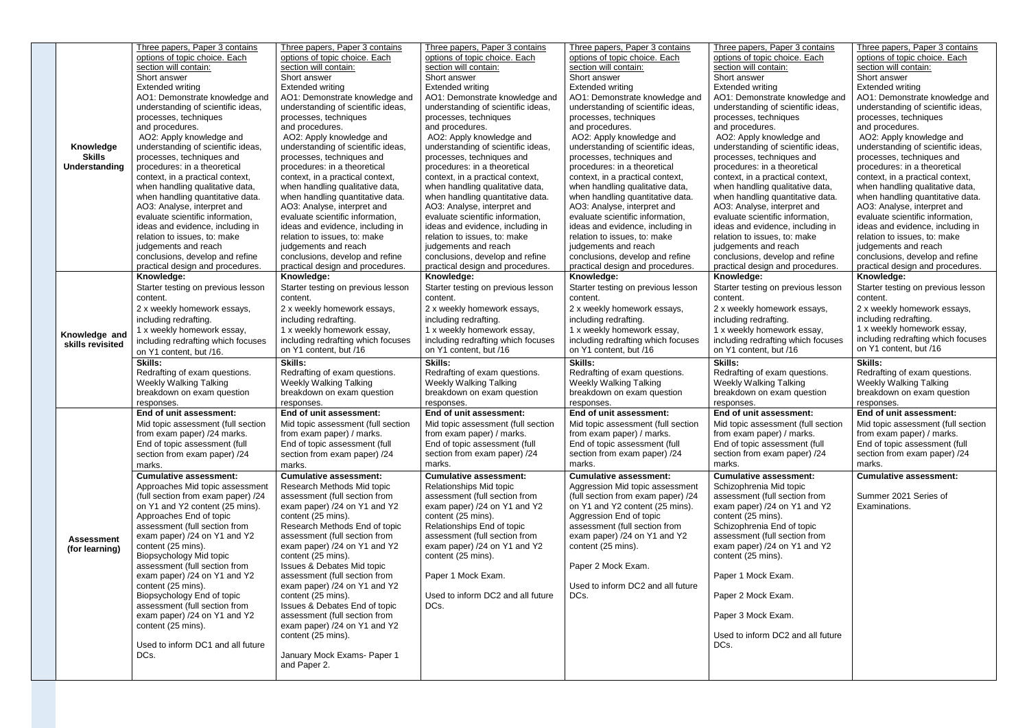| | | | | | | | |
|---|---|---|---|---|---|---|---|
| | **Knowledge Skills Understanding** | Three papers, Paper 3 contains options of topic choice. Each section will contain:<br>Short answer<br>Extended writing<br>AO1: Demonstrate knowledge and understanding of scientific ideas, processes, techniques and procedures.<br>AO2: Apply knowledge and understanding of scientific ideas, processes, techniques and procedures: in a theoretical context, in a practical context, when handling qualitative data, when handling quantitative data.<br>AO3: Analyse, interpret and evaluate scientific information, ideas and evidence, including in relation to issues, to: make judgements and reach conclusions, develop and refine practical design and procedures. | Three papers, Paper 3 contains options of topic choice. Each section will contain:<br>Short answer<br>Extended writing<br>AO1: Demonstrate knowledge and understanding of scientific ideas, processes, techniques and procedures.<br>AO2: Apply knowledge and understanding of scientific ideas, processes, techniques and procedures: in a theoretical context, in a practical context, when handling qualitative data, when handling quantitative data.<br>AO3: Analyse, interpret and evaluate scientific information, ideas and evidence, including in relation to issues, to: make judgements and reach conclusions, develop and refine practical design and procedures. | Three papers, Paper 3 contains options of topic choice. Each section will contain:<br>Short answer<br>Extended writing<br>AO1: Demonstrate knowledge and understanding of scientific ideas, processes, techniques and procedures.<br>AO2: Apply knowledge and understanding of scientific ideas, processes, techniques and procedures: in a theoretical context, in a practical context, when handling qualitative data, when handling quantitative data.<br>AO3: Analyse, interpret and evaluate scientific information, ideas and evidence, including in relation to issues, to: make judgements and reach conclusions, develop and refine practical design and procedures. | Three papers, Paper 3 contains options of topic choice. Each section will contain:<br>Short answer<br>Extended writing<br>AO1: Demonstrate knowledge and understanding of scientific ideas, processes, techniques and procedures.<br>AO2: Apply knowledge and understanding of scientific ideas, processes, techniques and procedures: in a theoretical context, in a practical context, when handling qualitative data, when handling quantitative data.<br>AO3: Analyse, interpret and evaluate scientific information, ideas and evidence, including in relation to issues, to: make judgements and reach conclusions, develop and refine practical design and procedures. | Three papers, Paper 3 contains options of topic choice. Each section will contain:<br>Short answer<br>Extended writing<br>AO1: Demonstrate knowledge and understanding of scientific ideas, processes, techniques and procedures.<br>AO2: Apply knowledge and understanding of scientific ideas, processes, techniques and procedures: in a theoretical context, in a practical context, when handling qualitative data, when handling quantitative data.<br>AO3: Analyse, interpret and evaluate scientific information, ideas and evidence, including in relation to issues, to: make judgements and reach conclusions, develop and refine practical design and procedures. | Three papers, Paper 3 contains options of topic choice. Each section will contain:<br>Short answer<br>Extended writing<br>AO1: Demonstrate knowledge and understanding of scientific ideas, processes, techniques and procedures.<br>AO2: Apply knowledge and understanding of scientific ideas, processes, techniques and procedures: in a theoretical context, in a practical context, when handling qualitative data, when handling quantitative data.<br>AO3: Analyse, interpret and evaluate scientific information, ideas and evidence, including in relation to issues, to: make judgements and reach conclusions, develop and refine practical design and procedures. |
| | **Knowledge and skills revisited** | **Knowledge:**<br>Starter testing on previous lesson content.<br>2 x weekly homework essays, including redrafting.<br>1 x weekly homework essay, including redrafting which focuses on Y1 content, but /16. | **Knowledge:**<br>Starter testing on previous lesson content.<br>2 x weekly homework essays, including redrafting.<br>1 x weekly homework essay, including redrafting which focuses on Y1 content, but /16 | **Knowledge:**<br>Starter testing on previous lesson content.<br>2 x weekly homework essays, including redrafting.<br>1 x weekly homework essay, including redrafting which focuses on Y1 content, but /16 | **Knowledge:**<br>Starter testing on previous lesson content.<br>2 x weekly homework essays, including redrafting.<br>1 x weekly homework essay, including redrafting which focuses on Y1 content, but /16 | **Knowledge:**<br>Starter testing on previous lesson content.<br>2 x weekly homework essays, including redrafting.<br>1 x weekly homework essay, including redrafting which focuses on Y1 content, but /16 | **Knowledge:**<br>Starter testing on previous lesson content.<br>2 x weekly homework essays, including redrafting.<br>1 x weekly homework essay, including redrafting which focuses on Y1 content, but /16 |
| | | **Skills:**<br>Redrafting of exam questions.<br>Weekly Walking Talking breakdown on exam question responses. | **Skills:**<br>Redrafting of exam questions.<br>Weekly Walking Talking breakdown on exam question responses. | **Skills:**<br>Redrafting of exam questions.<br>Weekly Walking Talking breakdown on exam question responses. | **Skills:**<br>Redrafting of exam questions.<br>Weekly Walking Talking breakdown on exam question responses. | **Skills:**<br>Redrafting of exam questions.<br>Weekly Walking Talking breakdown on exam question responses. | **Skills:**<br>Redrafting of exam questions.<br>Weekly Walking Talking breakdown on exam question responses. |
| | **Assessment (for learning)** | **End of unit assessment:**<br>Mid topic assessment (full section from exam paper) /24 marks.<br>End of topic assessment (full section from exam paper) /24 marks. | **End of unit assessment:**<br>Mid topic assessment (full section from exam paper) / marks.<br>End of topic assessment (full section from exam paper) /24 marks. | **End of unit assessment:**<br>Mid topic assessment (full section from exam paper) / marks.<br>End of topic assessment (full section from exam paper) /24 marks. | **End of unit assessment:**<br>Mid topic assessment (full section from exam paper) / marks.<br>End of topic assessment (full section from exam paper) /24 marks. | **End of unit assessment:**<br>Mid topic assessment (full section from exam paper) / marks.<br>End of topic assessment (full section from exam paper) /24 marks. | **End of unit assessment:**<br>Mid topic assessment (full section from exam paper) / marks.<br>End of topic assessment (full section from exam paper) /24 marks. |
| | | **Cumulative assessment:**<br>Approaches Mid topic assessment (full section from exam paper) /24 on Y1 and Y2 content (25 mins).<br>Approaches End of topic assessment (full section from exam paper) /24 on Y1 and Y2 content (25 mins).<br>Biopsychology Mid topic assessment (full section from exam paper) /24 on Y1 and Y2 content (25 mins).<br>Biopsychology End of topic assessment (full section from exam paper) /24 on Y1 and Y2 content (25 mins).<br><br>Used to inform DC1 and all future DCs. | **Cumulative assessment:**<br>Research Methods Mid topic assessment (full section from exam paper) /24 on Y1 and Y2 content (25 mins).<br>Research Methods End of topic assessment (full section from exam paper) /24 on Y1 and Y2 content (25 mins).<br>Issues & Debates Mid topic assessment (full section from exam paper) /24 on Y1 and Y2 content (25 mins).<br>Issues & Debates End of topic assessment (full section from exam paper) /24 on Y1 and Y2 content (25 mins).<br><br>January Mock Exams- Paper 1 and Paper 2. | **Cumulative assessment:**<br>Relationships Mid topic assessment (full section from exam paper) /24 on Y1 and Y2 content (25 mins).<br>Relationships End of topic assessment (full section from exam paper) /24 on Y1 and Y2 content (25 mins).<br><br>Paper 1 Mock Exam.<br><br>Used to inform DC2 and all future DCs. | **Cumulative assessment:**<br>Aggression Mid topic assessment (full section from exam paper) /24 on Y1 and Y2 content (25 mins).<br>Aggression End of topic assessment (full section from exam paper) /24 on Y1 and Y2 content (25 mins).<br><br>Paper 2 Mock Exam.<br><br>Used to inform DC2 and all future DCs. | **Cumulative assessment:**<br>Schizophrenia Mid topic assessment (full section from exam paper) /24 on Y1 and Y2 content (25 mins).<br>Schizophrenia End of topic assessment (full section from exam paper) /24 on Y1 and Y2 content (25 mins).<br><br>Paper 1 Mock Exam.<br><br>Paper 2 Mock Exam.<br><br>Paper 3 Mock Exam.<br><br>Used to inform DC2 and all future DCs. | **Cumulative assessment:**<br><br>Summer 2021 Series of Examinations. |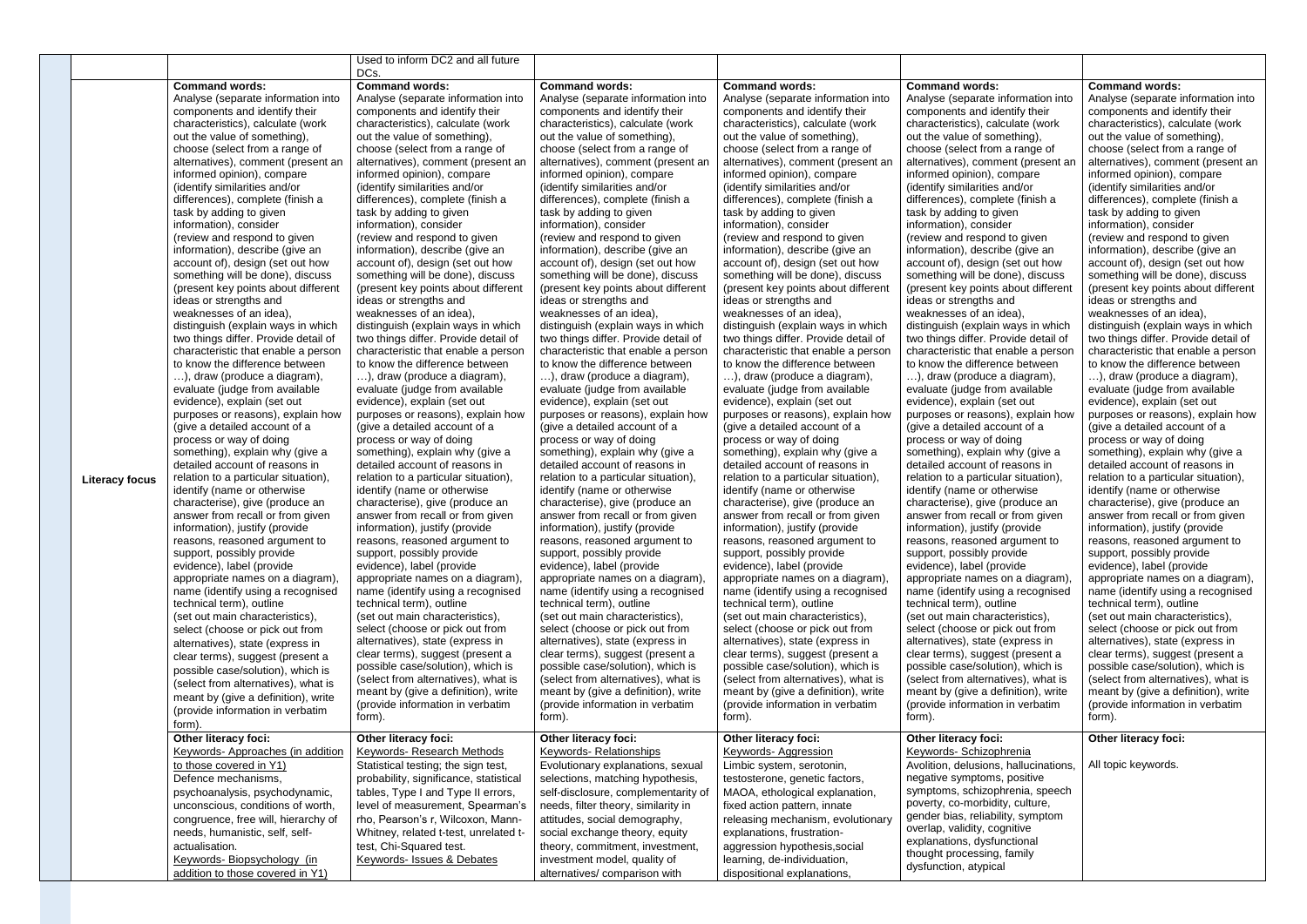| | | | | | | | |
|---|---|---|---|---|---|---|---|
| | | | Used to inform DC2 and all future DCs. | | | | |
| | Literacy focus | **Command words:** Analyse (separate information into components and identify their characteristics), calculate (work out the value of something), choose (select from a range of alternatives), comment (present an informed opinion), compare (identify similarities and/or differences), complete (finish a task by adding to given information), consider (review and respond to given information), describe (give an account of), design (set out how something will be done), discuss (present key points about different ideas or strengths and weaknesses of an idea), distinguish (explain ways in which two things differ. Provide detail of characteristic that enable a person to know the difference between …), draw (produce a diagram), evaluate (judge from available evidence), explain (set out purposes or reasons), explain how (give a detailed account of a process or way of doing something), explain why (give a detailed account of reasons in relation to a particular situation), identify (name or otherwise characterise), give (produce an answer from recall or from given information), justify (provide reasons, reasoned argument to support, possibly provide evidence), label (provide appropriate names on a diagram), name (identify using a recognised technical term), outline (set out main characteristics), select (choose or pick out from alternatives), state (express in clear terms), suggest (present a possible case/solution), which is (select from alternatives), what is meant by (give a definition), write (provide information in verbatim form). | **Command words:** Analyse (separate information into components and identify their characteristics), calculate (work out the value of something), choose (select from a range of alternatives), comment (present an informed opinion), compare (identify similarities and/or differences), complete (finish a task by adding to given information), consider (review and respond to given information), describe (give an account of), design (set out how something will be done), discuss (present key points about different ideas or strengths and weaknesses of an idea), distinguish (explain ways in which two things differ. Provide detail of characteristic that enable a person to know the difference between …), draw (produce a diagram), evaluate (judge from available evidence), explain (set out purposes or reasons), explain how (give a detailed account of a process or way of doing something), explain why (give a detailed account of reasons in relation to a particular situation), identify (name or otherwise characterise), give (produce an answer from recall or from given information), justify (provide reasons, reasoned argument to support, possibly provide evidence), label (provide appropriate names on a diagram), name (identify using a recognised technical term), outline (set out main characteristics), select (choose or pick out from alternatives), state (express in clear terms), suggest (present a possible case/solution), which is (select from alternatives), what is meant by (give a definition), write (provide information in verbatim form). | **Command words:** Analyse (separate information into components and identify their characteristics), calculate (work out the value of something), choose (select from a range of alternatives), comment (present an informed opinion), compare (identify similarities and/or differences), complete (finish a task by adding to given information), consider (review and respond to given information), describe (give an account of), design (set out how something will be done), discuss (present key points about different ideas or strengths and weaknesses of an idea), distinguish (explain ways in which two things differ. Provide detail of characteristic that enable a person to know the difference between …), draw (produce a diagram), evaluate (judge from available evidence), explain (set out purposes or reasons), explain how (give a detailed account of a process or way of doing something), explain why (give a detailed account of reasons in relation to a particular situation), identify (name or otherwise characterise), give (produce an answer from recall or from given information), justify (provide reasons, reasoned argument to support, possibly provide evidence), label (provide appropriate names on a diagram), name (identify using a recognised technical term), outline (set out main characteristics), select (choose or pick out from alternatives), state (express in clear terms), suggest (present a possible case/solution), which is (select from alternatives), what is meant by (give a definition), write (provide information in verbatim form). | **Command words:** Analyse (separate information into components and identify their characteristics), calculate (work out the value of something), choose (select from a range of alternatives), comment (present an informed opinion), compare (identify similarities and/or differences), complete (finish a task by adding to given information), consider (review and respond to given information), describe (give an account of), design (set out how something will be done), discuss (present key points about different ideas or strengths and weaknesses of an idea), distinguish (explain ways in which two things differ. Provide detail of characteristic that enable a person to know the difference between …), draw (produce a diagram), evaluate (judge from available evidence), explain (set out purposes or reasons), explain how (give a detailed account of a process or way of doing something), explain why (give a detailed account of reasons in relation to a particular situation), identify (name or otherwise characterise), give (produce an answer from recall or from given information), justify (provide reasons, reasoned argument to support, possibly provide evidence), label (provide appropriate names on a diagram), name (identify using a recognised technical term), outline (set out main characteristics), select (choose or pick out from alternatives), state (express in clear terms), suggest (present a possible case/solution), which is (select from alternatives), what is meant by (give a definition), write (provide information in verbatim form). | **Command words:** Analyse (separate information into components and identify their characteristics), calculate (work out the value of something), choose (select from a range of alternatives), comment (present an informed opinion), compare (identify similarities and/or differences), complete (finish a task by adding to given information), consider (review and respond to given information), describe (give an account of), design (set out how something will be done), discuss (present key points about different ideas or strengths and weaknesses of an idea), distinguish (explain ways in which two things differ. Provide detail of characteristic that enable a person to know the difference between …), draw (produce a diagram), evaluate (judge from available evidence), explain (set out purposes or reasons), explain how (give a detailed account of a process or way of doing something), explain why (give a detailed account of reasons in relation to a particular situation), identify (name or otherwise characterise), give (produce an answer from recall or from given information), justify (provide reasons, reasoned argument to support, possibly provide evidence), label (provide appropriate names on a diagram), name (identify using a recognised technical term), outline (set out main characteristics), select (choose or pick out from alternatives), state (express in clear terms), suggest (present a possible case/solution), which is (select from alternatives), what is meant by (give a definition), write (provide information in verbatim form). | **Command words:** Analyse (separate information into components and identify their characteristics), calculate (work out the value of something), choose (select from a range of alternatives), comment (present an informed opinion), compare (identify similarities and/or differences), complete (finish a task by adding to given information), consider (review and respond to given information), describe (give an account of), design (set out how something will be done), discuss (present key points about different ideas or strengths and weaknesses of an idea), distinguish (explain ways in which two things differ. Provide detail of characteristic that enable a person to know the difference between …), draw (produce a diagram), evaluate (judge from available evidence), explain (set out purposes or reasons), explain how (give a detailed account of a process or way of doing something), explain why (give a detailed account of reasons in relation to a particular situation), identify (name or otherwise characterise), give (produce an answer from recall or from given information), justify (provide reasons, reasoned argument to support, possibly provide evidence), label (provide appropriate names on a diagram), name (identify using a recognised technical term), outline (set out main characteristics), select (choose or pick out from alternatives), state (express in clear terms), suggest (present a possible case/solution), which is (select from alternatives), what is meant by (give a definition), write (provide information in verbatim form). |
| | | **Other literacy foci:** Keywords- Approaches (in addition to those covered in Y1) Defence mechanisms, psychoanalysis, psychodynamic, unconscious, conditions of worth, congruence, free will, hierarchy of needs, humanistic, self, self-actualisation. Keywords- Biopsychology (in addition to those covered in Y1) | **Other literacy foci:** Keywords- Research Methods Statistical testing; the sign test, probability, significance, statistical tables, Type I and Type II errors, level of measurement, Spearman's rho, Pearson's r, Wilcoxon, Mann-Whitney, related t-test, unrelated t-test, Chi-Squared test. Keywords- Issues & Debates | **Other literacy foci:** Keywords- Relationships Evolutionary explanations, sexual selections, matching hypothesis, self-disclosure, complementarity of needs, filter theory, similarity in attitudes, social demography, social exchange theory, equity theory, commitment, investment, investment model, quality of alternatives/ comparison with | **Other literacy foci:** Keywords- Aggression Limbic system, serotonin, testosterone, genetic factors, MAOA, ethological explanation, fixed action pattern, innate releasing mechanism, evolutionary explanations, frustration-aggression hypothesis,social learning, de-individuation, dispositional explanations, | **Other literacy foci:** Keywords- Schizophrenia Avolition, delusions, hallucinations, negative symptoms, positive symptoms, schizophrenia, speech poverty, co-morbidity, culture, gender bias, reliability, symptom overlap, validity, cognitive explanations, dysfunctional thought processing, family dysfunction, atypical | **Other literacy foci:** All topic keywords. |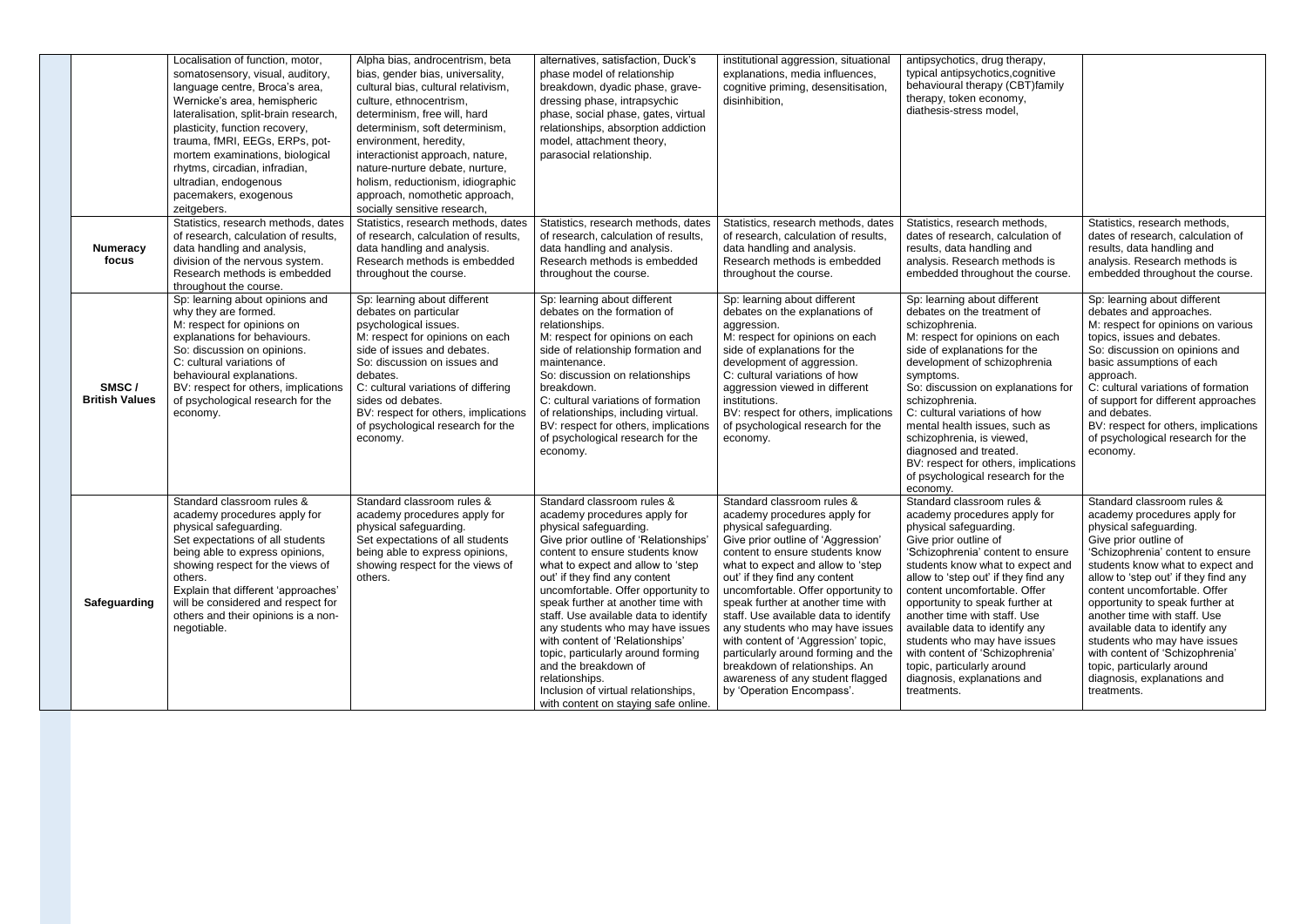| | | | | | | |
|---|---|---|---|---|---|---|
| | Localisation of function, motor, somatosensory, visual, auditory, language centre, Broca's area, Wernicke's area, hemispheric lateralisation, split-brain research, plasticity, function recovery, trauma, fMRI, EEGs, ERPs, pot-mortem examinations, biological rhytms, circadian, infradian, ultradian, endogenous pacemakers, exogenous zeitgebers. | Alpha bias, androcentrism, beta bias, gender bias, universality, cultural bias, cultural relativism, culture, ethnocentrism, determinism, free will, hard determinism, soft determinism, environment, heredity, interactionist approach, nature, nature-nurture debate, nurture, holism, reductionism, idiographic approach, nomothetic approach, socially sensitive research, | alternatives, satisfaction, Duck's phase model of relationship breakdown, dyadic phase, grave-dressing phase, intrapsychic phase, social phase, gates, virtual relationships, absorption addiction model, attachment theory, parasocial relationship. | institutional aggression, situational explanations, media influences, cognitive priming, desensitisation, disinhibition, | antipsychotics, drug therapy, typical antipsychotics,cognitive behavioural therapy (CBT)family therapy, token economy, diathesis-stress model, | |
| **Numeracy focus** | Statistics, research methods, dates of research, calculation of results, data handling and analysis, division of the nervous system. Research methods is embedded throughout the course. | Statistics, research methods, dates of research, calculation of results, data handling and analysis. Research methods is embedded throughout the course. | Statistics, research methods, dates of research, calculation of results, data handling and analysis. Research methods is embedded throughout the course. | Statistics, research methods, dates of research, calculation of results, data handling and analysis. Research methods is embedded throughout the course. | Statistics, research methods, dates of research, calculation of results, data handling and analysis. Research methods is embedded throughout the course. | Statistics, research methods, dates of research, calculation of results, data handling and analysis. Research methods is embedded throughout the course. |
| **SMSC / British Values** | Sp: learning about opinions and why they are formed.<br>M: respect for opinions on explanations for behaviours.<br>So: discussion on opinions.<br>C: cultural variations of behavioural explanations.<br>BV: respect for others, implications of psychological research for the economy. | Sp: learning about different debates on particular psychological issues.<br>M: respect for opinions on each side of issues and debates.<br>So: discussion on issues and debates.<br>C: cultural variations of differing sides od debates.<br>BV: respect for others, implications of psychological research for the economy. | Sp: learning about different debates on the formation of relationships.<br>M: respect for opinions on each side of relationship formation and maintenance.<br>So: discussion on relationships breakdown.<br>C: cultural variations of formation of relationships, including virtual.<br>BV: respect for others, implications of psychological research for the economy. | Sp: learning about different debates on the explanations of aggression.<br>M: respect for opinions on each side of explanations for the development of aggression.<br>C: cultural variations of how aggression viewed in different institutions.<br>BV: respect for others, implications of psychological research for the economy. | Sp: learning about different debates on the treatment of schizophrenia.<br>M: respect for opinions on each side of explanations for the development of schizophrenia symptoms.<br>So: discussion on explanations for schizophrenia.<br>C: cultural variations of how mental health issues, such as schizophrenia, is viewed, diagnosed and treated.<br>BV: respect for others, implications of psychological research for the economy. | Sp: learning about different debates and approaches.<br>M: respect for opinions on various topics, issues and debates.<br>So: discussion on opinions and basic assumptions of each approach.<br>C: cultural variations of formation of support for different approaches and debates.<br>BV: respect for others, implications of psychological research for the economy. |
| **Safeguarding** | Standard classroom rules & academy procedures apply for physical safeguarding.<br>Set expectations of all students being able to express opinions, showing respect for the views of others.<br>Explain that different 'approaches' will be considered and respect for others and their opinions is a non-negotiable. | Standard classroom rules & academy procedures apply for physical safeguarding.<br>Set expectations of all students being able to express opinions, showing respect for the views of others. | Standard classroom rules & academy procedures apply for physical safeguarding.<br>Give prior outline of 'Relationships' content to ensure students know what to expect and allow to 'step out' if they find any content uncomfortable. Offer opportunity to speak further at another time with staff. Use available data to identify any students who may have issues with content of 'Relationships' topic, particularly around forming and the breakdown of relationships.<br>Inclusion of virtual relationships, with content on staying safe online. | Standard classroom rules & academy procedures apply for physical safeguarding.<br>Give prior outline of 'Aggression' content to ensure students know what to expect and allow to 'step out' if they find any content uncomfortable. Offer opportunity to speak further at another time with staff. Use available data to identify any students who may have issues with content of 'Aggression' topic, particularly around forming and the breakdown of relationships. An awareness of any student flagged by 'Operation Encompass'. | Standard classroom rules & academy procedures apply for physical safeguarding.<br>Give prior outline of 'Schizophrenia' content to ensure students know what to expect and allow to 'step out' if they find any content uncomfortable. Offer opportunity to speak further at another time with staff. Use available data to identify any students who may have issues with content of 'Schizophrenia' topic, particularly around diagnosis, explanations and treatments. | Standard classroom rules & academy procedures apply for physical safeguarding.<br>Give prior outline of 'Schizophrenia' content to ensure students know what to expect and allow to 'step out' if they find any content uncomfortable. Offer opportunity to speak further at another time with staff. Use available data to identify any students who may have issues with content of 'Schizophrenia' topic, particularly around diagnosis, explanations and treatments. |